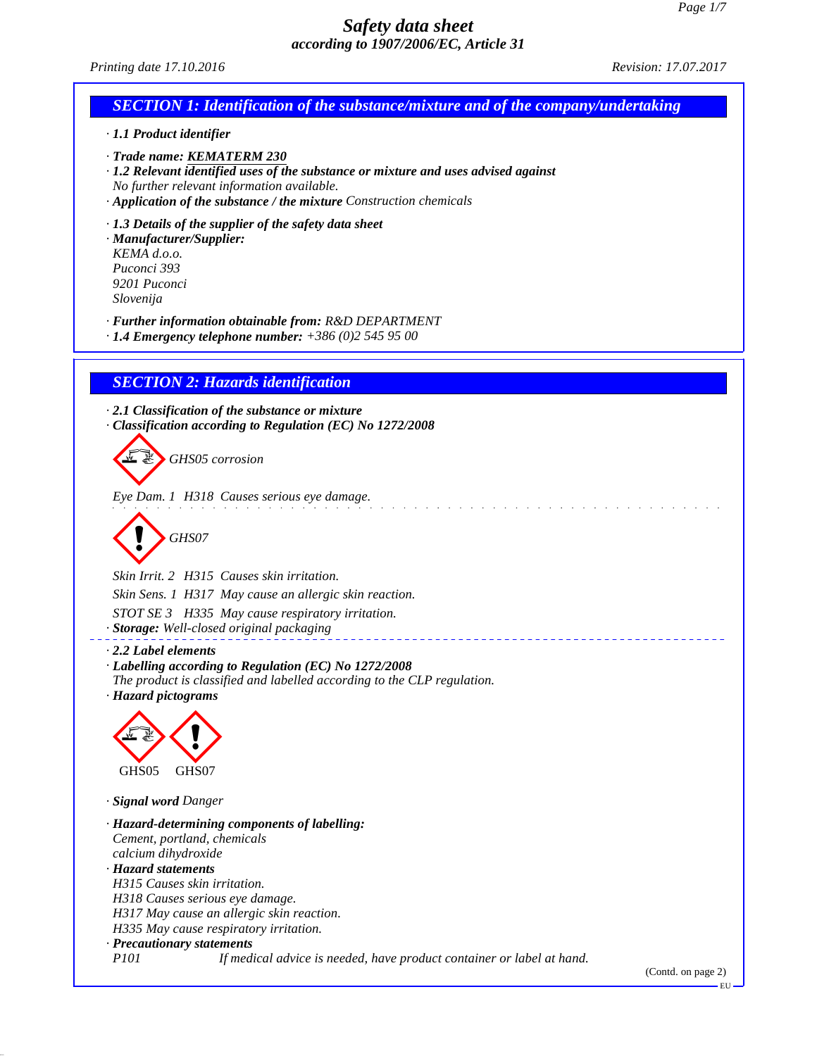# Safety data sheet
## according to 1907/2006/EC, Article 31

Printing date 17.10.2016 Revision: 17.07.2017

## SECTION 1: Identification of the substance/mixture and of the company/undertaking

· **1.1 Product identifier**

· **Trade name: KEMATERM 230**

· **1.2 Relevant identified uses of the substance or mixture and uses advised against**
No further relevant information available.

· **Application of the substance / the mixture** Construction chemicals

· **1.3 Details of the supplier of the safety data sheet**

· **Manufacturer/Supplier:**
KEMA d.o.o.
Puconci 393
9201 Puconci
Slovenija

· **Further information obtainable from:** R&D DEPARTMENT

· **1.4 Emergency telephone number:** +386 (0)2 545 95 00

## SECTION 2: Hazards identification

· **2.1 Classification of the substance or mixture**

· **Classification according to Regulation (EC) No 1272/2008**

GHS05 corrosion

Eye Dam. 1 H318 Causes serious eye damage.

GHS07

Skin Irrit. 2 H315 Causes skin irritation.

Skin Sens. 1 H317 May cause an allergic skin reaction.

STOT SE 3 H335 May cause respiratory irritation.

· **Storage:** Well-closed original packaging

· **2.2 Label elements**

· **Labelling according to Regulation (EC) No 1272/2008**
The product is classified and labelled according to the CLP regulation.

· **Hazard pictograms**

GHS05 GHS07

· **Signal word** Danger

· **Hazard-determining components of labelling:**
Cement, portland, chemicals
calcium dihydroxide

· **Hazard statements**
H315 Causes skin irritation.
H318 Causes serious eye damage.
H317 May cause an allergic skin reaction.
H335 May cause respiratory irritation.

· **Precautionary statements**

P101 If medical advice is needed, have product container or label at hand.

(Contd. on page 2)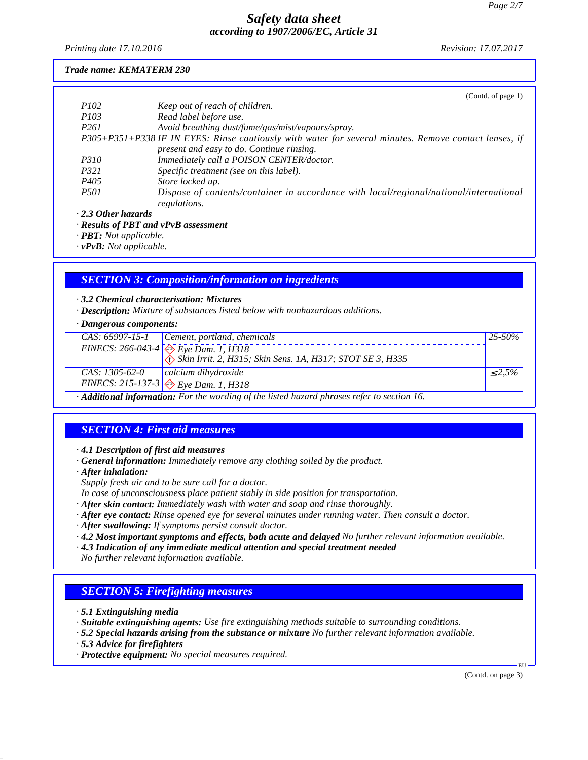**Trade name: KEMATERM 230**

(Contd. of page 1)

| | |
|---|---|
| P102 | Keep out of reach of children. |
| P103 | Read label before use. |
| P261 | Avoid breathing dust/fume/gas/mist/vapours/spray. |
| P305+P351+P338 | IF IN EYES: Rinse cautiously with water for several minutes. Remove contact lenses, if present and easy to do. Continue rinsing. |
| P310 | Immediately call a POISON CENTER/doctor. |
| P321 | Specific treatment (see on this label). |
| P405 | Store locked up. |
| P501 | Dispose of contents/container in accordance with local/regional/national/international regulations. |

· **2.3 Other hazards**
· **Results of PBT and vPvB assessment**
· **PBT:** Not applicable.
· **vPvB:** Not applicable.

## SECTION 3: Composition/information on ingredients

· **3.2 Chemical characterisation: Mixtures**
· **Description:** Mixture of substances listed below with nonhazardous additions.

· **Dangerous components:**

| | | |
|---|---|---|
| CAS: 65997-15-1<br>EINECS: 266-043-4 | Cement, portland, chemicals<br>Eye Dam. 1, H318<br>Skin Irrit. 2, H315; Skin Sens. 1A, H317; STOT SE 3, H335 | 25-50% |
| CAS: 1305-62-0<br>EINECS: 215-137-3 | calcium dihydroxide<br>Eye Dam. 1, H318 | ≤2,5% |

· **Additional information:** For the wording of the listed hazard phrases refer to section 16.

## SECTION 4: First aid measures

· **4.1 Description of first aid measures**
· **General information:** Immediately remove any clothing soiled by the product.
· **After inhalation:**
Supply fresh air and to be sure call for a doctor.
In case of unconsciousness place patient stably in side position for transportation.
· **After skin contact:** Immediately wash with water and soap and rinse thoroughly.
· **After eye contact:** Rinse opened eye for several minutes under running water. Then consult a doctor.
· **After swallowing:** If symptoms persist consult doctor.
· **4.2 Most important symptoms and effects, both acute and delayed** No further relevant information available.
· **4.3 Indication of any immediate medical attention and special treatment needed**
No further relevant information available.

## SECTION 5: Firefighting measures

· **5.1 Extinguishing media**
· **Suitable extinguishing agents:** Use fire extinguishing methods suitable to surrounding conditions.
· **5.2 Special hazards arising from the substance or mixture** No further relevant information available.
· **5.3 Advice for firefighters**
· **Protective equipment:** No special measures required.

(Contd. on page 3)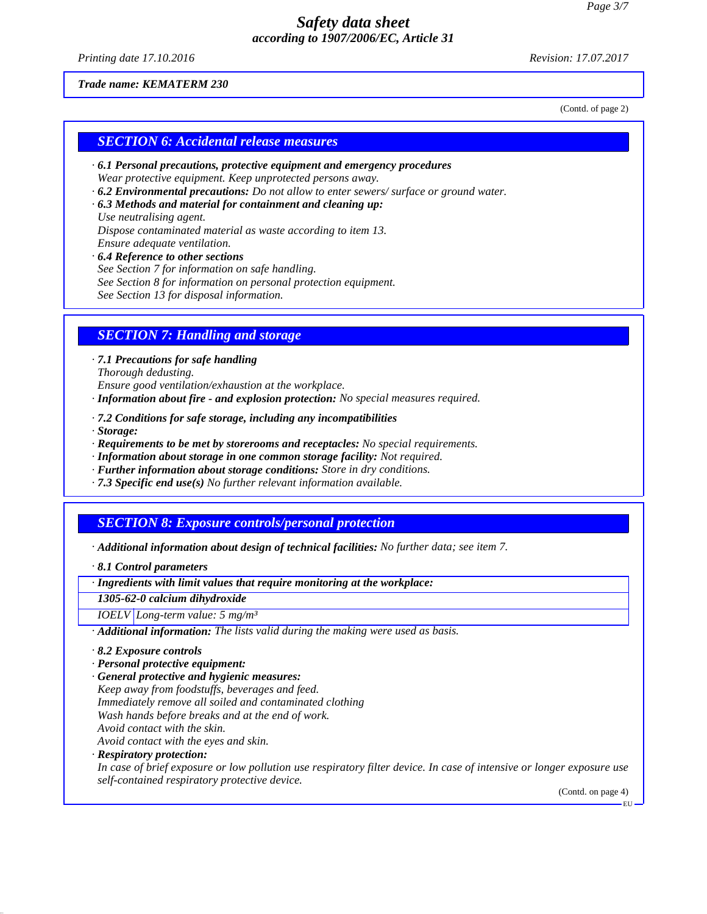Trade name: KEMATERM 230

(Contd. of page 2)

## SECTION 6: Accidental release measures

· **6.1 Personal precautions, protective equipment and emergency procedures**
Wear protective equipment. Keep unprotected persons away.
· **6.2 Environmental precautions:** Do not allow to enter sewers/ surface or ground water.
· **6.3 Methods and material for containment and cleaning up:**
Use neutralising agent.
Dispose contaminated material as waste according to item 13.
Ensure adequate ventilation.
· **6.4 Reference to other sections**
See Section 7 for information on safe handling.
See Section 8 for information on personal protection equipment.
See Section 13 for disposal information.

## SECTION 7: Handling and storage

· **7.1 Precautions for safe handling**
Thorough dedusting.
Ensure good ventilation/exhaustion at the workplace.
· **Information about fire - and explosion protection:** No special measures required.

· **7.2 Conditions for safe storage, including any incompatibilities**
· **Storage:**
· **Requirements to be met by storerooms and receptacles:** No special requirements.
· **Information about storage in one common storage facility:** Not required.
· **Further information about storage conditions:** Store in dry conditions.
· **7.3 Specific end use(s)** No further relevant information available.

## SECTION 8: Exposure controls/personal protection

· **Additional information about design of technical facilities:** No further data; see item 7.

· **8.1 Control parameters**

| · Ingredients with limit values that require monitoring at the workplace: | |
|---|---|
| **1305-62-0 calcium dihydroxide** | |
| IOELV | Long-term value: 5 mg/m³ |

· **Additional information:** The lists valid during the making were used as basis.

· **8.2 Exposure controls**
· **Personal protective equipment:**
· **General protective and hygienic measures:**
Keep away from foodstuffs, beverages and feed.
Immediately remove all soiled and contaminated clothing
Wash hands before breaks and at the end of work.
Avoid contact with the skin.
Avoid contact with the eyes and skin.
· **Respiratory protection:**
In case of brief exposure or low pollution use respiratory filter device. In case of intensive or longer exposure use self-contained respiratory protective device.

(Contd. on page 4)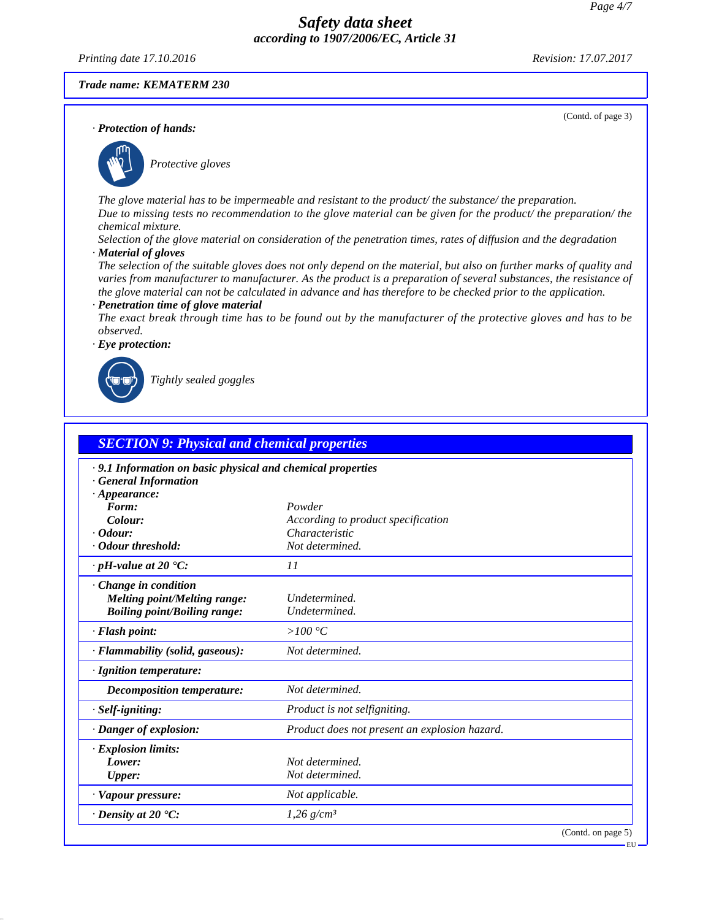**Safety data sheet**
**according to 1907/2006/EC, Article 31**

Printing date 17.10.2016 Revision: 17.07.2017

**Trade name: KEMATERM 230**

(Contd. of page 3)

· **Protection of hands:**

Protective gloves

The glove material has to be impermeable and resistant to the product/ the substance/ the preparation.
Due to missing tests no recommendation to the glove material can be given for the product/ the preparation/ the chemical mixture.
Selection of the glove material on consideration of the penetration times, rates of diffusion and the degradation

· **Material of gloves**

The selection of the suitable gloves does not only depend on the material, but also on further marks of quality and varies from manufacturer to manufacturer. As the product is a preparation of several substances, the resistance of the glove material can not be calculated in advance and has therefore to be checked prior to the application.

· **Penetration time of glove material**

The exact break through time has to be found out by the manufacturer of the protective gloves and has to be observed.

· **Eye protection:**

Tightly sealed goggles

## SECTION 9: Physical and chemical properties

· **9.1 Information on basic physical and chemical properties**
· **General Information**
· **Appearance:**

| | |
|---|---|
| **Form:** | Powder |
| **Colour:** | According to product specification |
| · **Odour:** | Characteristic |
| · **Odour threshold:** | Not determined. |
| · **pH-value at 20 °C:** | 11 |
| · **Change in condition** | |
| **Melting point/Melting range:** | Undetermined. |
| **Boiling point/Boiling range:** | Undetermined. |
| · **Flash point:** | >100 °C |
| · **Flammability (solid, gaseous):** | Not determined. |
| · **Ignition temperature:** | |
| **Decomposition temperature:** | Not determined. |
| · **Self-igniting:** | Product is not selfigniting. |
| · **Danger of explosion:** | Product does not present an explosion hazard. |
| · **Explosion limits:** | |
| **Lower:** | Not determined. |
| **Upper:** | Not determined. |
| · **Vapour pressure:** | Not applicable. |
| · **Density at 20 °C:** | 1,26 g/cm³ |

(Contd. on page 5)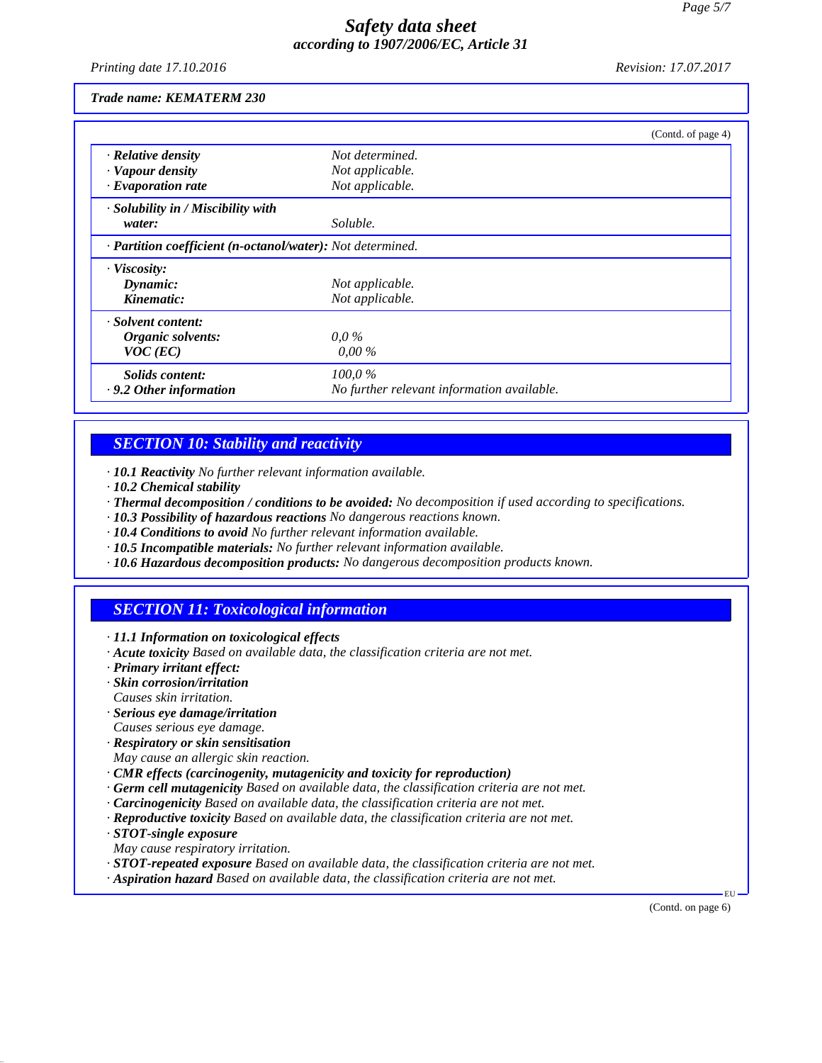**Trade name: KEMATERM 230**

(Contd. of page 4)

| | |
|---|---|
| · **Relative density** | Not determined. |
| · **Vapour density** | Not applicable. |
| · **Evaporation rate** | Not applicable. |
| · **Solubility in / Miscibility with water:** | Soluble. |
| · **Partition coefficient (n-octanol/water):** | Not determined. |
| · **Viscosity:** | |
| **Dynamic:** | Not applicable. |
| **Kinematic:** | Not applicable. |
| · **Solvent content:** | |
| **Organic solvents:** | 0,0 % |
| **VOC (EC)** | 0,00 % |
| **Solids content:** | 100,0 % |
| · **9.2 Other information** | No further relevant information available. |

## SECTION 10: Stability and reactivity

· **10.1 Reactivity** No further relevant information available.
· **10.2 Chemical stability**
· **Thermal decomposition / conditions to be avoided:** No decomposition if used according to specifications.
· **10.3 Possibility of hazardous reactions** No dangerous reactions known.
· **10.4 Conditions to avoid** No further relevant information available.
· **10.5 Incompatible materials:** No further relevant information available.
· **10.6 Hazardous decomposition products:** No dangerous decomposition products known.

## SECTION 11: Toxicological information

· **11.1 Information on toxicological effects**
· **Acute toxicity** Based on available data, the classification criteria are not met.
· **Primary irritant effect:**
· **Skin corrosion/irritation**
Causes skin irritation.
· **Serious eye damage/irritation**
Causes serious eye damage.
· **Respiratory or skin sensitisation**
May cause an allergic skin reaction.
· **CMR effects (carcinogenity, mutagenicity and toxicity for reproduction)**
· **Germ cell mutagenicity** Based on available data, the classification criteria are not met.
· **Carcinogenicity** Based on available data, the classification criteria are not met.
· **Reproductive toxicity** Based on available data, the classification criteria are not met.
· **STOT-single exposure**
May cause respiratory irritation.
· **STOT-repeated exposure** Based on available data, the classification criteria are not met.
· **Aspiration hazard** Based on available data, the classification criteria are not met.

(Contd. on page 6)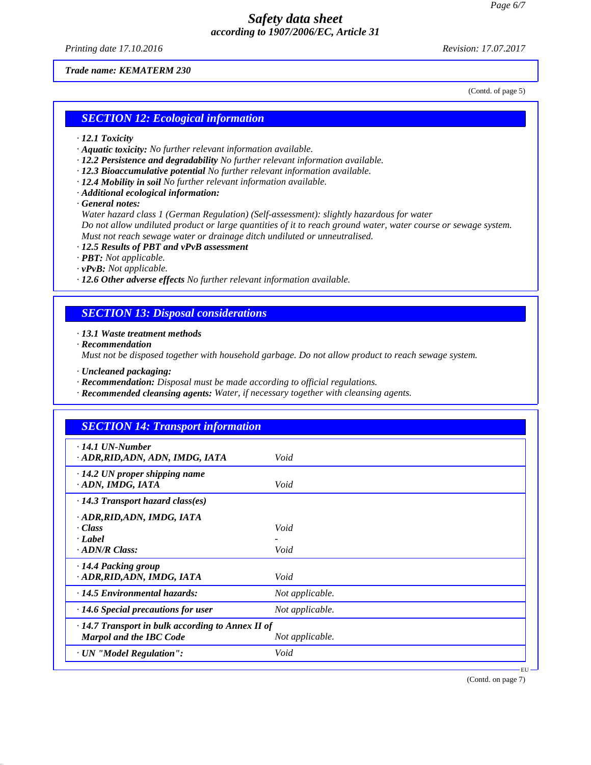**Trade name: KEMATERM 230**

(Contd. of page 5)

## SECTION 12: Ecological information

- **12.1 Toxicity**
- **Aquatic toxicity:** No further relevant information available.
- **12.2 Persistence and degradability** No further relevant information available.
- **12.3 Bioaccumulative potential** No further relevant information available.
- **12.4 Mobility in soil** No further relevant information available.
- **Additional ecological information:**
- **General notes:**
  Water hazard class 1 (German Regulation) (Self-assessment): slightly hazardous for water
  Do not allow undiluted product or large quantities of it to reach ground water, water course or sewage system.
  Must not reach sewage water or drainage ditch undiluted or unneutralised.
- **12.5 Results of PBT and vPvB assessment**
- **PBT:** Not applicable.
- **vPvB:** Not applicable.
- **12.6 Other adverse effects** No further relevant information available.

## SECTION 13: Disposal considerations

- **13.1 Waste treatment methods**
- **Recommendation**
  Must not be disposed together with household garbage. Do not allow product to reach sewage system.
- **Uncleaned packaging:**
- **Recommendation:** Disposal must be made according to official regulations.
- **Recommended cleansing agents:** Water, if necessary together with cleansing agents.

## SECTION 14: Transport information

| | |
|---|---|
| **14.1 UN-Number** | |
| **ADR,RID,ADN, ADN, IMDG, IATA** | Void |
| **14.2 UN proper shipping name** | |
| **ADN, IMDG, IATA** | Void |
| **14.3 Transport hazard class(es)** | |
| **ADR,RID,ADN, IMDG, IATA** | |
| **Class** | Void |
| **Label** | - |
| **ADN/R Class:** | Void |
| **14.4 Packing group** | |
| **ADR,RID,ADN, IMDG, IATA** | Void |
| **14.5 Environmental hazards:** | Not applicable. |
| **14.6 Special precautions for user** | Not applicable. |
| **14.7 Transport in bulk according to Annex II of Marpol and the IBC Code** | Not applicable. |
| **UN "Model Regulation":** | Void |

(Contd. on page 7)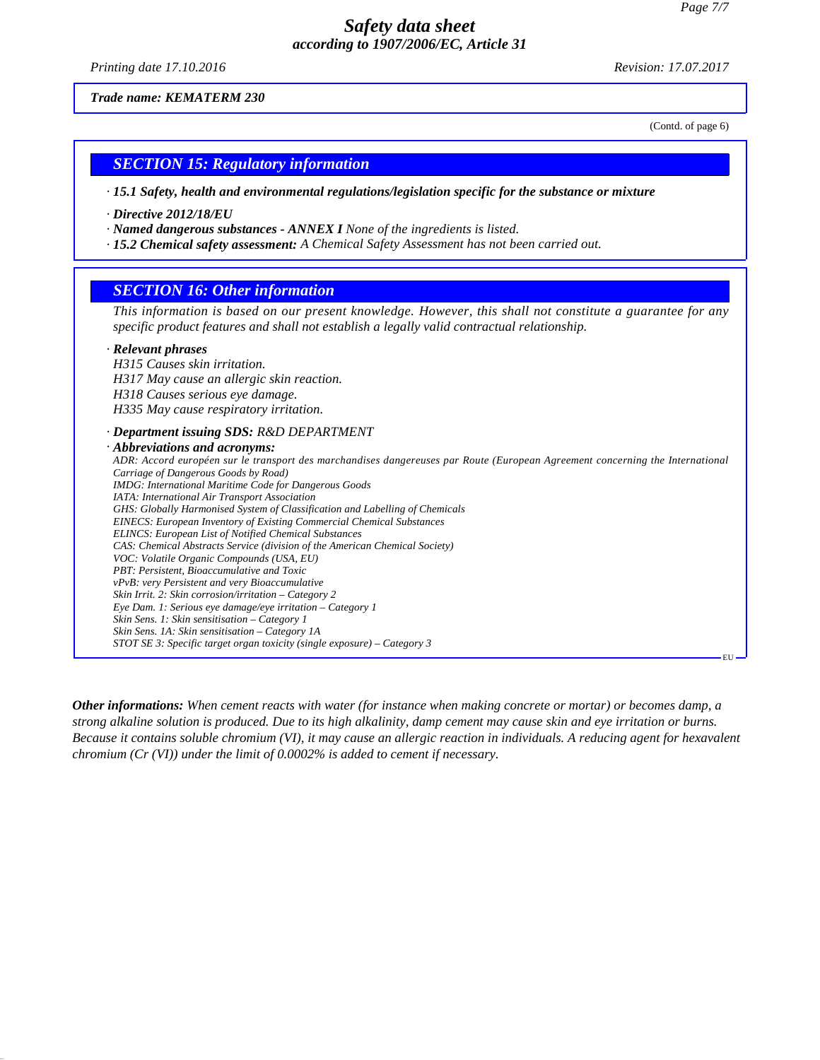Trade name: KEMATERM 230

(Contd. of page 6)

## SECTION 15: Regulatory information

· **15.1 Safety, health and environmental regulations/legislation specific for the substance or mixture**

· **Directive 2012/18/EU**

· **Named dangerous substances - ANNEX I** None of the ingredients is listed.

· **15.2 Chemical safety assessment:** A Chemical Safety Assessment has not been carried out.

## SECTION 16: Other information

This information is based on our present knowledge. However, this shall not constitute a guarantee for any specific product features and shall not establish a legally valid contractual relationship.

· **Relevant phrases**

H315 Causes skin irritation.
H317 May cause an allergic skin reaction.
H318 Causes serious eye damage.
H335 May cause respiratory irritation.

· **Department issuing SDS:** R&D DEPARTMENT

· **Abbreviations and acronyms:**

ADR: Accord européen sur le transport des marchandises dangereuses par Route (European Agreement concerning the International Carriage of Dangerous Goods by Road)
IMDG: International Maritime Code for Dangerous Goods
IATA: International Air Transport Association
GHS: Globally Harmonised System of Classification and Labelling of Chemicals
EINECS: European Inventory of Existing Commercial Chemical Substances
ELINCS: European List of Notified Chemical Substances
CAS: Chemical Abstracts Service (division of the American Chemical Society)
VOC: Volatile Organic Compounds (USA, EU)
PBT: Persistent, Bioaccumulative and Toxic
vPvB: very Persistent and very Bioaccumulative
Skin Irrit. 2: Skin corrosion/irritation – Category 2
Eye Dam. 1: Serious eye damage/eye irritation – Category 1
Skin Sens. 1: Skin sensitisation – Category 1
Skin Sens. 1A: Skin sensitisation – Category 1A
STOT SE 3: Specific target organ toxicity (single exposure) – Category 3

EU

**Other informations:** When cement reacts with water (for instance when making concrete or mortar) or becomes damp, a strong alkaline solution is produced. Due to its high alkalinity, damp cement may cause skin and eye irritation or burns. Because it contains soluble chromium (VI), it may cause an allergic reaction in individuals. A reducing agent for hexavalent chromium (Cr (VI)) under the limit of 0.0002% is added to cement if necessary.